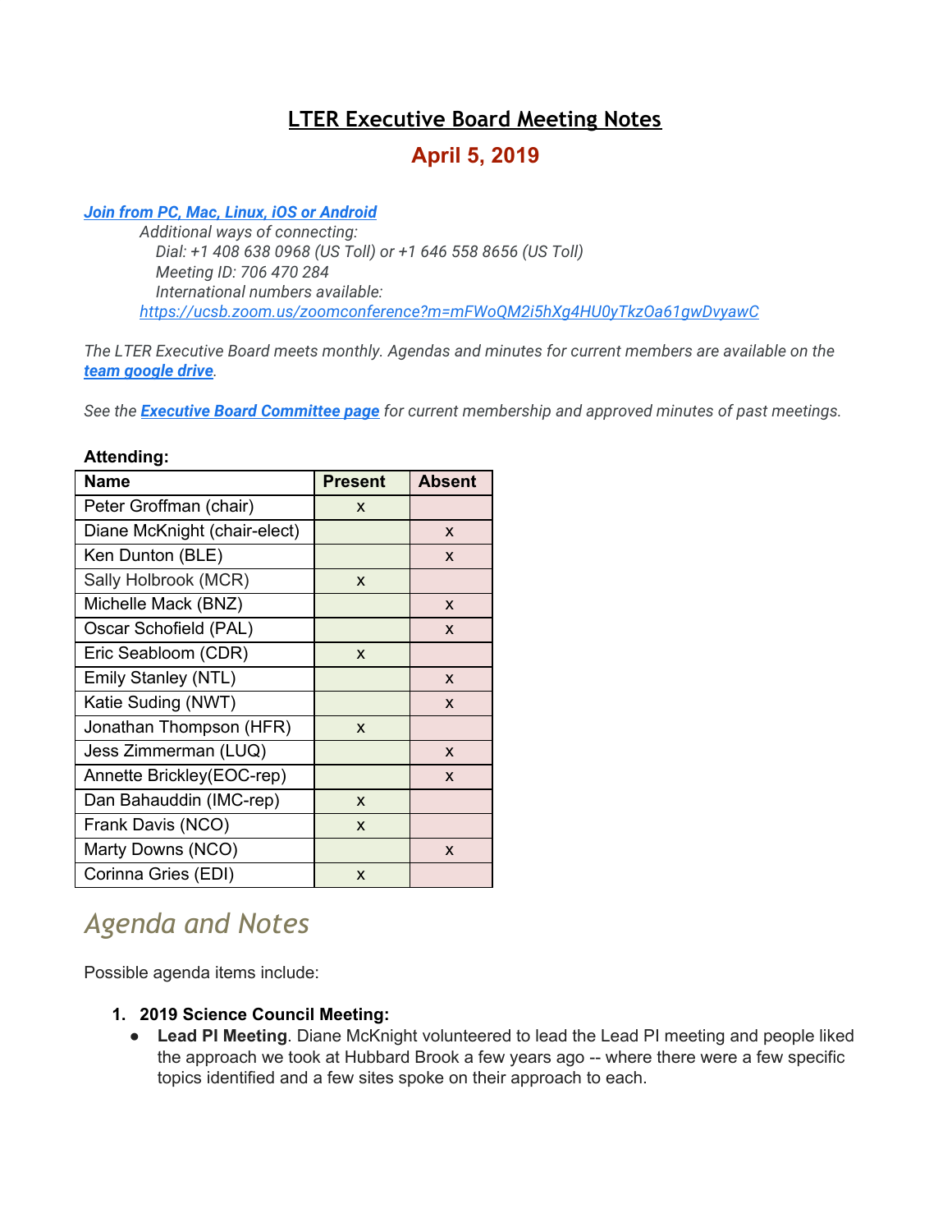# LTER Executive Board Meeting Notes

## April 5, 2019

***[Join from PC, Mac, Linux, iOS or Android](#)***

*Additional ways of connecting:*
*Dial: +1 408 638 0968 (US Toll) or +1 646 558 8656 (US Toll)*
*Meeting ID: 706 470 284*
*International numbers available:*
*[https://ucsb.zoom.us/zoomconference?m=mFWoQM2i5hXg4HU0yTkzOa61gwDvyawC](https://ucsb.zoom.us/zoomconference?m=mFWoQM2i5hXg4HU0yTkzOa61gwDvyawC)*

*The LTER Executive Board meets monthly. Agendas and minutes for current members are available on the **[team google drive](#)**.*

*See the **[Executive Board Committee page](#)** for current membership and approved minutes of past meetings.*

**Attending:**

| Name | Present | Absent |
| --- | --- | --- |
| Peter Groffman (chair) | x | |
| Diane McKnight (chair-elect) | | x |
| Ken Dunton (BLE) | | x |
| Sally Holbrook (MCR) | x | |
| Michelle Mack (BNZ) | | x |
| Oscar Schofield (PAL) | | x |
| Eric Seabloom (CDR) | x | |
| Emily Stanley (NTL) | | x |
| Katie Suding (NWT) | | x |
| Jonathan Thompson (HFR) | x | |
| Jess Zimmerman (LUQ) | | x |
| Annette Brickley(EOC-rep) | | x |
| Dan Bahauddin (IMC-rep) | x | |
| Frank Davis (NCO) | x | |
| Marty Downs (NCO) | | x |
| Corinna Gries (EDI) | x | |

# *Agenda and Notes*

Possible agenda items include:

1. **2019 Science Council Meeting:**
   - **Lead PI Meeting**. Diane McKnight volunteered to lead the Lead PI meeting and people liked the approach we took at Hubbard Brook a few years ago -- where there were a few specific topics identified and a few sites spoke on their approach to each.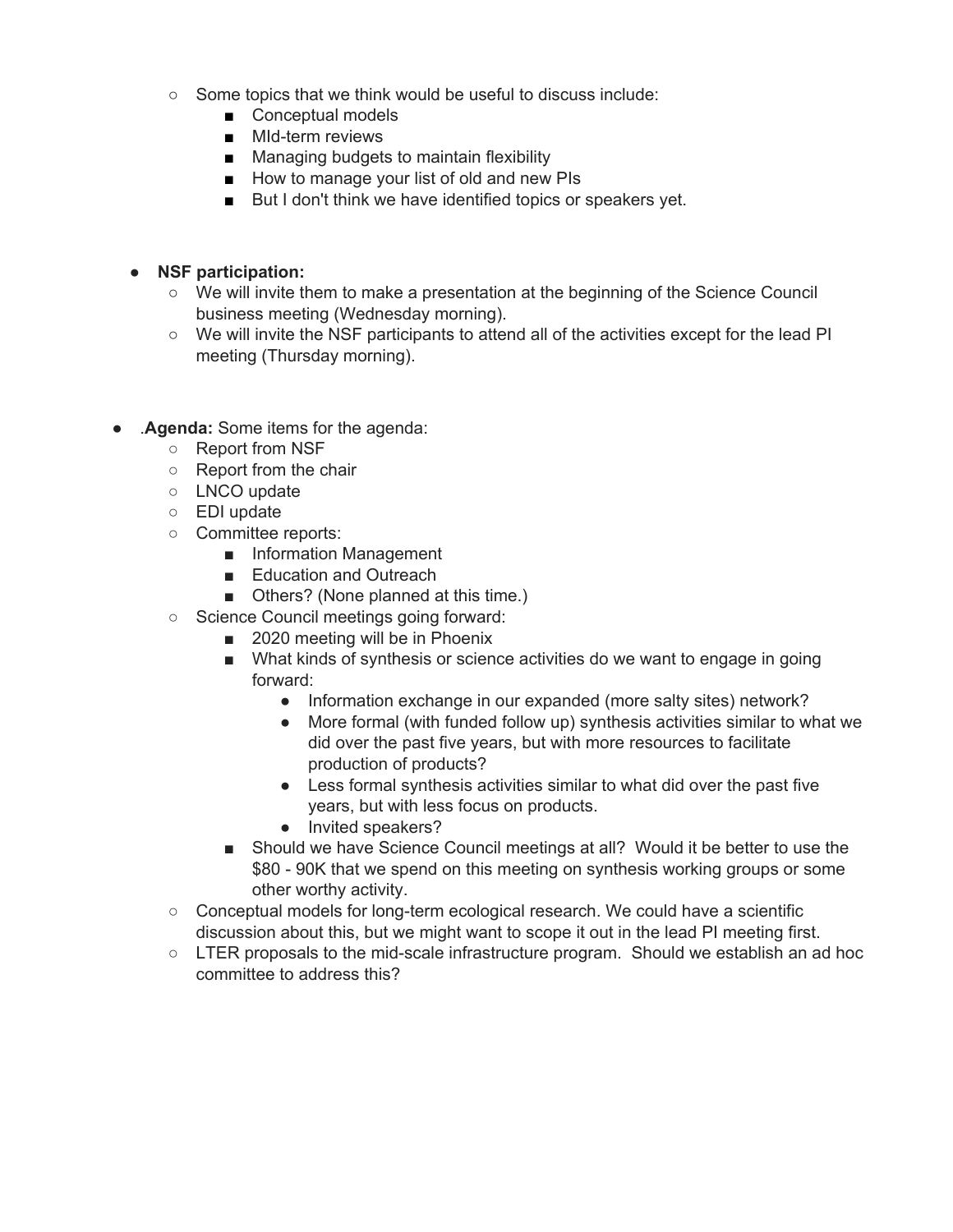- Some topics that we think would be useful to discuss include:
  - Conceptual models
  - MId-term reviews
  - Managing budgets to maintain flexibility
  - How to manage your list of old and new PIs
  - But I don't think we have identified topics or speakers yet.

- **NSF participation:**
  - We will invite them to make a presentation at the beginning of the Science Council business meeting (Wednesday morning).
  - We will invite the NSF participants to attend all of the activities except for the lead PI meeting (Thursday morning).

- .**Agenda:** Some items for the agenda:
  - Report from NSF
  - Report from the chair
  - LNCO update
  - EDI update
  - Committee reports:
    - Information Management
    - Education and Outreach
    - Others? (None planned at this time.)
  - Science Council meetings going forward:
    - 2020 meeting will be in Phoenix
    - What kinds of synthesis or science activities do we want to engage in going forward:
      - Information exchange in our expanded (more salty sites) network?
      - More formal (with funded follow up) synthesis activities similar to what we did over the past five years, but with more resources to facilitate production of products?
      - Less formal synthesis activities similar to what did over the past five years, but with less focus on products.
      - Invited speakers?
    - Should we have Science Council meetings at all? Would it be better to use the $80 - 90K that we spend on this meeting on synthesis working groups or some other worthy activity.
  - Conceptual models for long-term ecological research. We could have a scientific discussion about this, but we might want to scope it out in the lead PI meeting first.
  - LTER proposals to the mid-scale infrastructure program. Should we establish an ad hoc committee to address this?